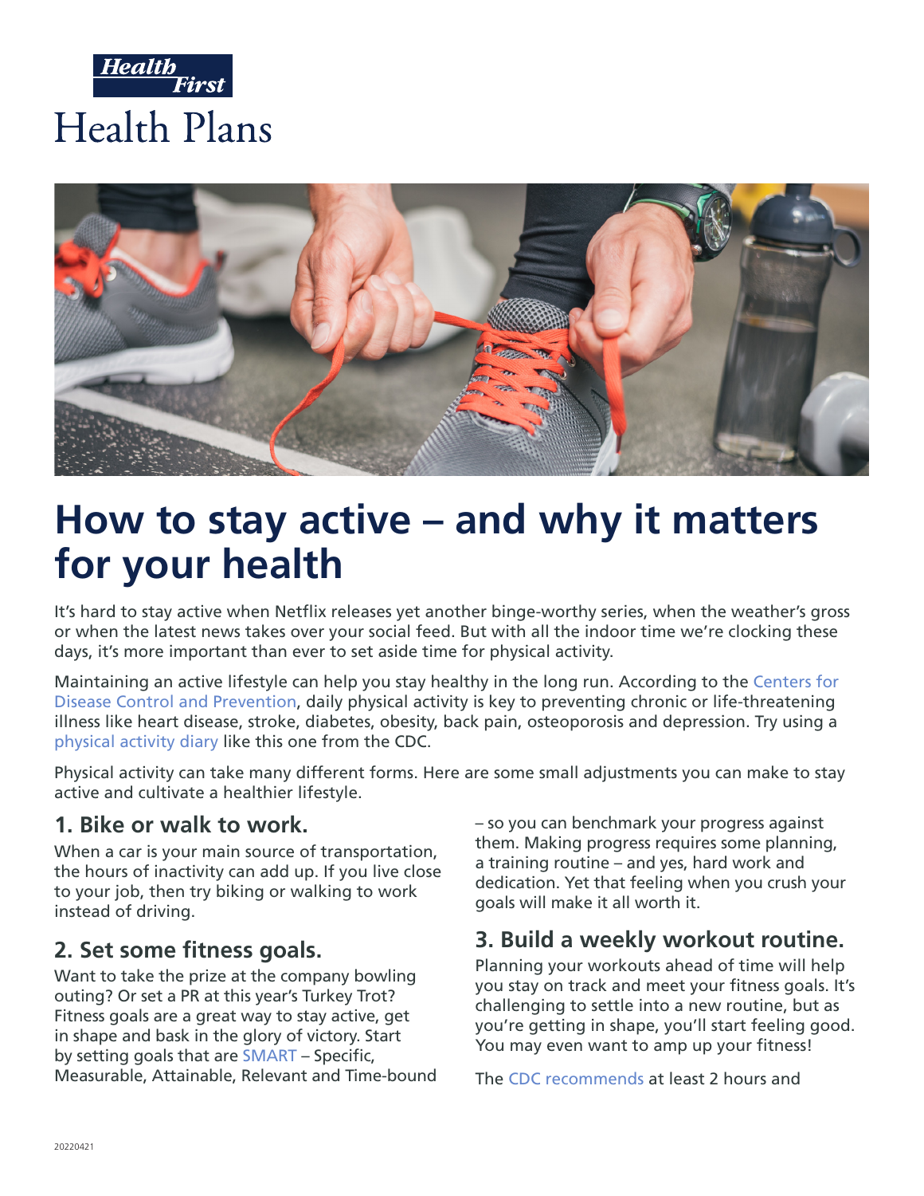Health First

Health Plans

# How to stay active – and why it matters for your health

It's hard to stay active when Netflix releases yet another binge-worthy series, when the weather's gross or when the latest news takes over your social feed. But with all the indoor time we're clocking these days, it's more important than ever to set aside time for physical activity.

Maintaining an active lifestyle can help you stay healthy in the long run. According to the Centers for Disease Control and Prevention, daily physical activity is key to preventing chronic or life-threatening illness like heart disease, stroke, diabetes, obesity, back pain, osteoporosis and depression. Try using a physical activity diary like this one from the CDC.

Physical activity can take many different forms. Here are some small adjustments you can make to stay active and cultivate a healthier lifestyle.

## 1. Bike or walk to work.

When a car is your main source of transportation, the hours of inactivity can add up. If you live close to your job, then try biking or walking to work instead of driving.

## 2. Set some fitness goals.

Want to take the prize at the company bowling outing? Or set a PR at this year's Turkey Trot? Fitness goals are a great way to stay active, get in shape and bask in the glory of victory. Start by setting goals that are SMART – Specific, Measurable, Attainable, Relevant and Time-bound – so you can benchmark your progress against them. Making progress requires some planning, a training routine – and yes, hard work and dedication. Yet that feeling when you crush your goals will make it all worth it.

## 3. Build a weekly workout routine.

Planning your workouts ahead of time will help you stay on track and meet your fitness goals. It's challenging to settle into a new routine, but as you're getting in shape, you'll start feeling good. You may even want to amp up your fitness!

The CDC recommends at least 2 hours and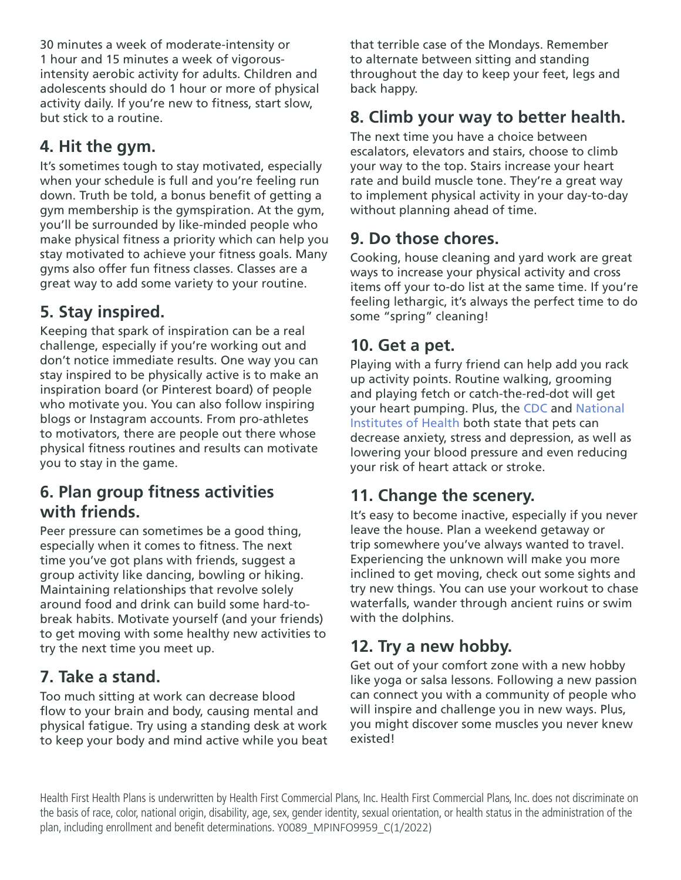30 minutes a week of moderate-intensity or 1 hour and 15 minutes a week of vigorous-intensity aerobic activity for adults. Children and adolescents should do 1 hour or more of physical activity daily. If you're new to fitness, start slow, but stick to a routine.

## 4. Hit the gym.

It's sometimes tough to stay motivated, especially when your schedule is full and you're feeling run down. Truth be told, a bonus benefit of getting a gym membership is the gymspiration. At the gym, you'll be surrounded by like-minded people who make physical fitness a priority which can help you stay motivated to achieve your fitness goals. Many gyms also offer fun fitness classes. Classes are a great way to add some variety to your routine.

## 5. Stay inspired.

Keeping that spark of inspiration can be a real challenge, especially if you're working out and don't notice immediate results. One way you can stay inspired to be physically active is to make an inspiration board (or Pinterest board) of people who motivate you. You can also follow inspiring blogs or Instagram accounts. From pro-athletes to motivators, there are people out there whose physical fitness routines and results can motivate you to stay in the game.

## 6. Plan group fitness activities with friends.

Peer pressure can sometimes be a good thing, especially when it comes to fitness. The next time you've got plans with friends, suggest a group activity like dancing, bowling or hiking. Maintaining relationships that revolve solely around food and drink can build some hard-to-break habits. Motivate yourself (and your friends) to get moving with some healthy new activities to try the next time you meet up.

## 7. Take a stand.

Too much sitting at work can decrease blood flow to your brain and body, causing mental and physical fatigue. Try using a standing desk at work to keep your body and mind active while you beat that terrible case of the Mondays. Remember to alternate between sitting and standing throughout the day to keep your feet, legs and back happy.

## 8. Climb your way to better health.

The next time you have a choice between escalators, elevators and stairs, choose to climb your way to the top. Stairs increase your heart rate and build muscle tone. They're a great way to implement physical activity in your day-to-day without planning ahead of time.

## 9. Do those chores.

Cooking, house cleaning and yard work are great ways to increase your physical activity and cross items off your to-do list at the same time. If you're feeling lethargic, it's always the perfect time to do some "spring" cleaning!

## 10. Get a pet.

Playing with a furry friend can help add you rack up activity points. Routine walking, grooming and playing fetch or catch-the-red-dot will get your heart pumping. Plus, the CDC and National Institutes of Health both state that pets can decrease anxiety, stress and depression, as well as lowering your blood pressure and even reducing your risk of heart attack or stroke.

## 11. Change the scenery.

It's easy to become inactive, especially if you never leave the house. Plan a weekend getaway or trip somewhere you've always wanted to travel. Experiencing the unknown will make you more inclined to get moving, check out some sights and try new things. You can use your workout to chase waterfalls, wander through ancient ruins or swim with the dolphins.

## 12. Try a new hobby.

Get out of your comfort zone with a new hobby like yoga or salsa lessons. Following a new passion can connect you with a community of people who will inspire and challenge you in new ways. Plus, you might discover some muscles you never knew existed!

Health First Health Plans is underwritten by Health First Commercial Plans, Inc. Health First Commercial Plans, Inc. does not discriminate on the basis of race, color, national origin, disability, age, sex, gender identity, sexual orientation, or health status in the administration of the plan, including enrollment and benefit determinations. Y0089_MPINFO9959_C(1/2022)